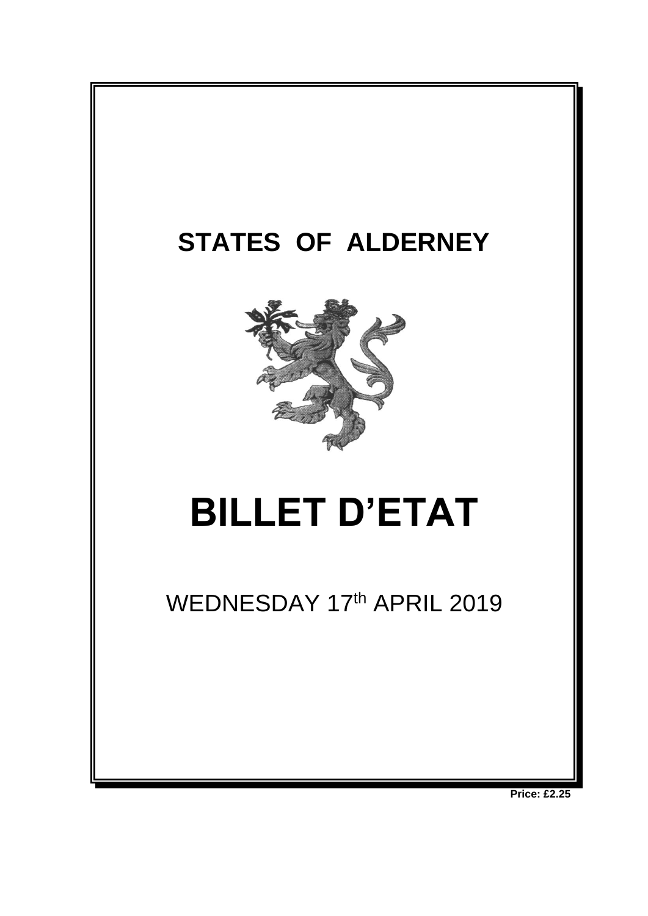# STATES OF ALDERNEY

# BILLET D'ETAT

WEDNESDAY 17th APRIL 2019

**Price: £2.25**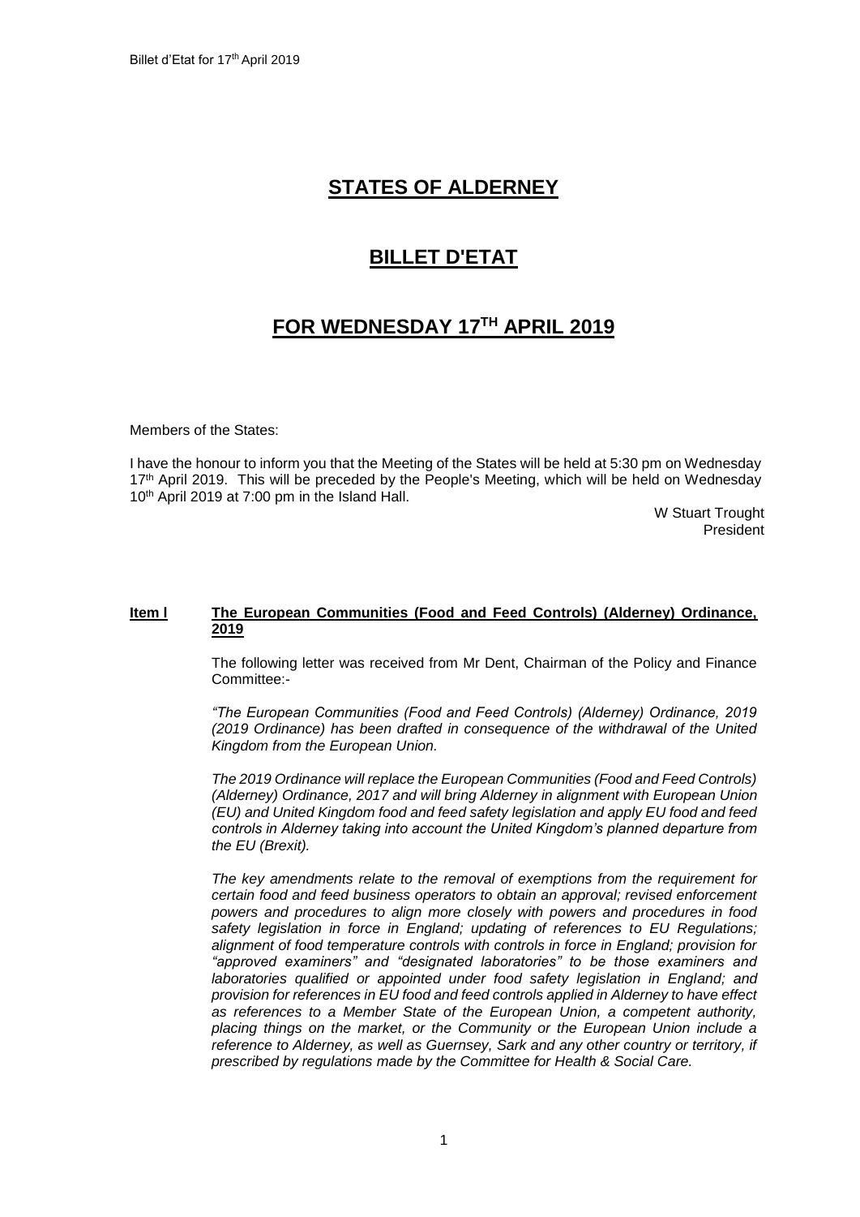# STATES OF ALDERNEY

# BILLET D'ETAT

# FOR WEDNESDAY 17TH APRIL 2019

Members of the States:

I have the honour to inform you that the Meeting of the States will be held at 5:30 pm on Wednesday 17th April 2019. This will be preceded by the People's Meeting, which will be held on Wednesday 10th April 2019 at 7:00 pm in the Island Hall.

W Stuart Trought
President

**Item l** **The European Communities (Food and Feed Controls) (Alderney) Ordinance, 2019**

The following letter was received from Mr Dent, Chairman of the Policy and Finance Committee:-

*"The European Communities (Food and Feed Controls) (Alderney) Ordinance, 2019 (2019 Ordinance) has been drafted in consequence of the withdrawal of the United Kingdom from the European Union.*

*The 2019 Ordinance will replace the European Communities (Food and Feed Controls) (Alderney) Ordinance, 2017 and will bring Alderney in alignment with European Union (EU) and United Kingdom food and feed safety legislation and apply EU food and feed controls in Alderney taking into account the United Kingdom's planned departure from the EU (Brexit).*

*The key amendments relate to the removal of exemptions from the requirement for certain food and feed business operators to obtain an approval; revised enforcement powers and procedures to align more closely with powers and procedures in food safety legislation in force in England; updating of references to EU Regulations; alignment of food temperature controls with controls in force in England; provision for "approved examiners" and "designated laboratories" to be those examiners and laboratories qualified or appointed under food safety legislation in England; and provision for references in EU food and feed controls applied in Alderney to have effect as references to a Member State of the European Union, a competent authority, placing things on the market, or the Community or the European Union include a reference to Alderney, as well as Guernsey, Sark and any other country or territory, if prescribed by regulations made by the Committee for Health & Social Care.*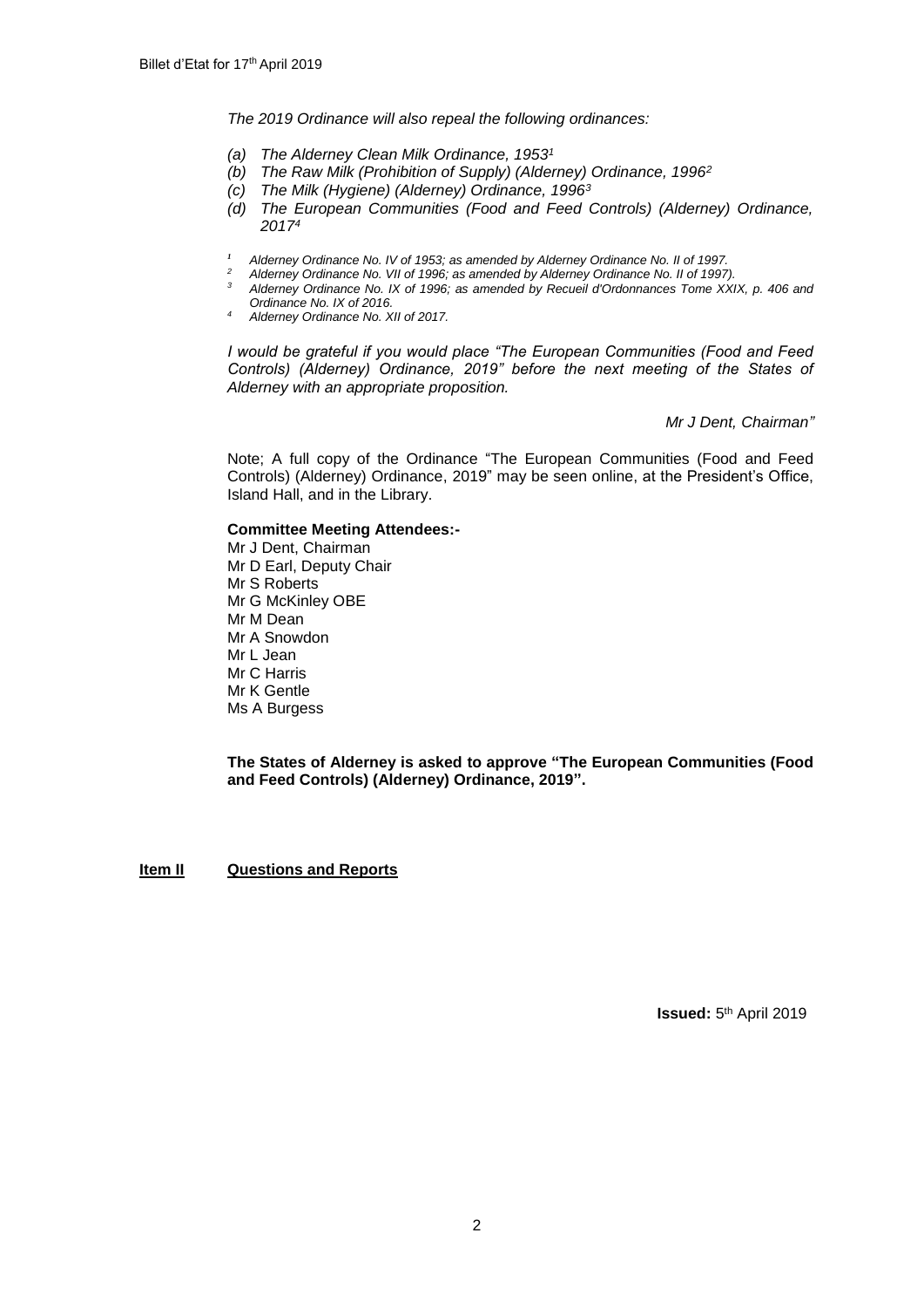*The 2019 Ordinance will also repeal the following ordinances:*

*(a) The Alderney Clean Milk Ordinance, 1953[1]*
*(b) The Raw Milk (Prohibition of Supply) (Alderney) Ordinance, 1996[2]*
*(c) The Milk (Hygiene) (Alderney) Ordinance, 1996[3]*
*(d) The European Communities (Food and Feed Controls) (Alderney) Ordinance, 2017[4]*

*[1] Alderney Ordinance No. IV of 1953; as amended by Alderney Ordinance No. II of 1997.*
*[2] Alderney Ordinance No. VII of 1996; as amended by Alderney Ordinance No. II of 1997).*
*[3] Alderney Ordinance No. IX of 1996; as amended by Recueil d'Ordonnances Tome XXIX, p. 406 and Ordinance No. IX of 2016.*
*[4] Alderney Ordinance No. XII of 2017.*

*I would be grateful if you would place "The European Communities (Food and Feed Controls) (Alderney) Ordinance, 2019" before the next meeting of the States of Alderney with an appropriate proposition.*

*Mr J Dent, Chairman"*

Note; A full copy of the Ordinance "The European Communities (Food and Feed Controls) (Alderney) Ordinance, 2019" may be seen online, at the President's Office, Island Hall, and in the Library.

**Committee Meeting Attendees:-**

Mr J Dent, Chairman
Mr D Earl, Deputy Chair
Mr S Roberts
Mr G McKinley OBE
Mr M Dean
Mr A Snowdon
Mr L Jean
Mr C Harris
Mr K Gentle
Ms A Burgess

**The States of Alderney is asked to approve "The European Communities (Food and Feed Controls) (Alderney) Ordinance, 2019".**

**Item II Questions and Reports**

**Issued:** 5th April 2019